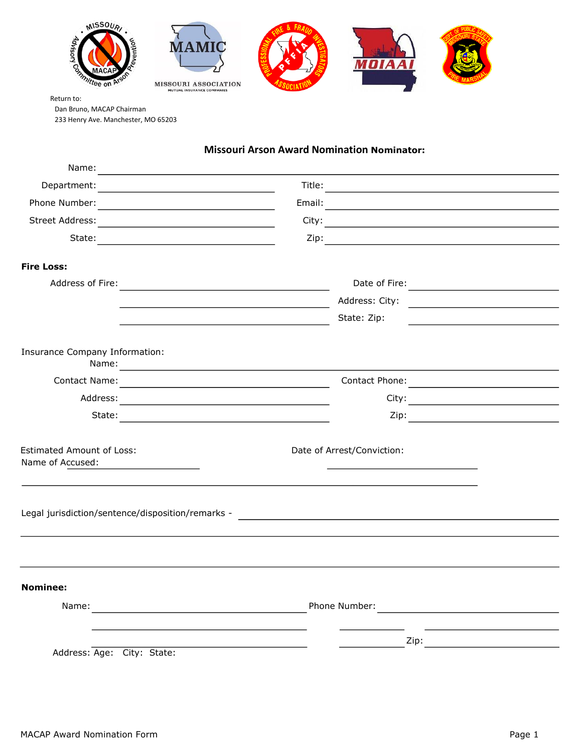Return to:

Dan Bruno, MACAP Chairman

233 Henry Ave. Manchester, MO 65203

## Missouri Arson Award Nomination Nominator:

Name: ____________________

Department: ____________________ Title: ____________________

Phone Number: ____________________ Email: ____________________

Street Address: ____________________ City: ____________________

State: ____________________ Zip: ____________________

**Fire Loss:**

Address of Fire: ____________________ Date of Fire: ____________________

Address: City: ____________________

State: Zip: ____________________

Insurance Company Information:

Name: ____________________

Contact Name: ____________________ Contact Phone: ____________________

Address: ____________________ City: ____________________

State: ____________________ Zip: ____________________

Estimated Amount of Loss: ____________________ Date of Arrest/Conviction: ____________________

Name of Accused: ____________________

Legal jurisdiction/sentence/disposition/remarks - ____________________

**Nominee:**

Name: ____________________ Phone Number: ____________________

Address: Age: City: State: Zip: ____________________

MACAP Award Nomination Form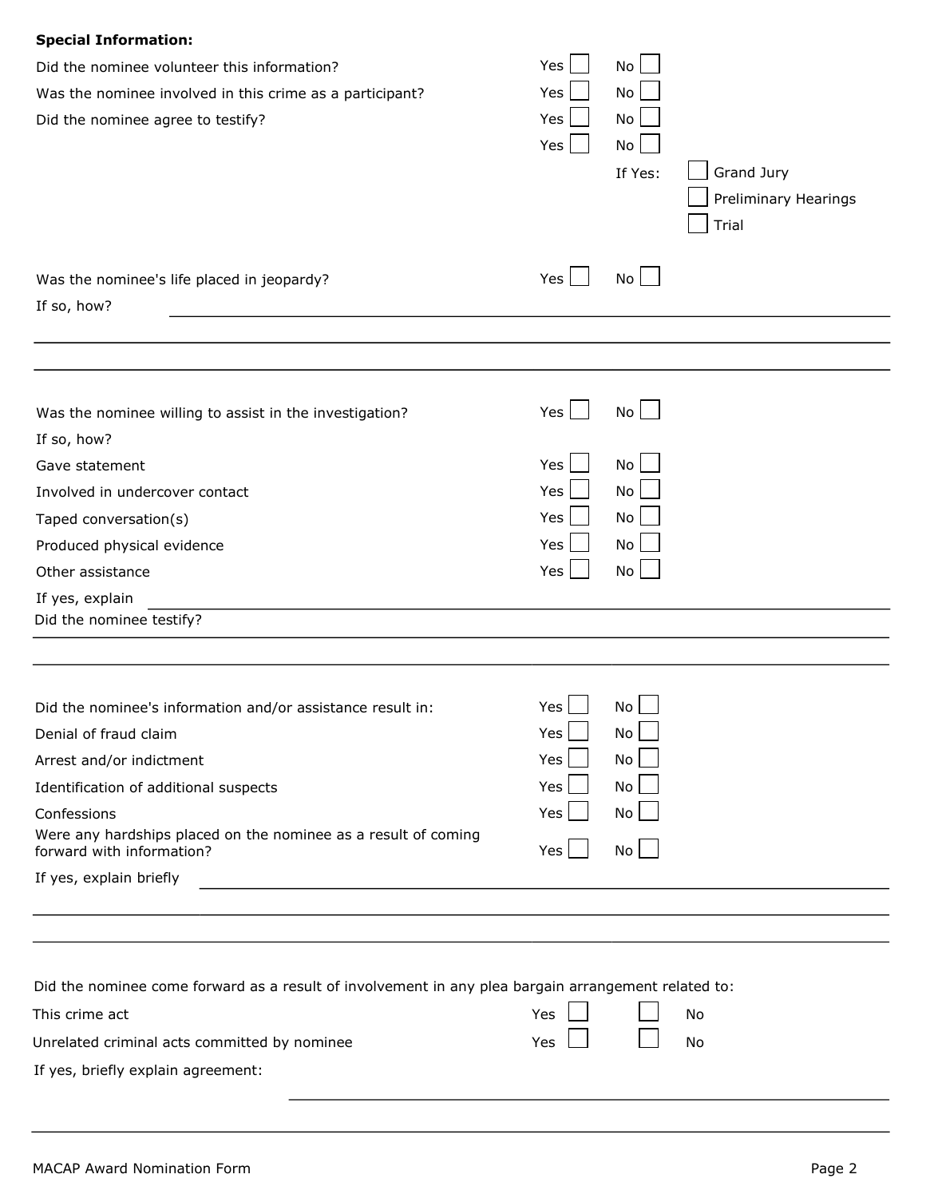**Special Information:**

Did the nominee volunteer this information? Yes ☐ No ☐

Was the nominee involved in this crime as a participant? Yes ☐ No ☐

Did the nominee agree to testify? Yes ☐ No ☐

Yes ☐ No ☐

If Yes: ☐ Grand Jury ☐ Preliminary Hearings ☐ Trial

Was the nominee's life placed in jeopardy? Yes ☐ No ☐

If so, how? \_\_\_\_\_\_\_\_\_\_\_\_\_\_\_\_\_\_\_\_\_\_\_\_\_\_\_\_\_\_\_\_\_\_\_\_\_\_\_\_\_\_\_\_

\_\_\_\_\_\_\_\_\_\_\_\_\_\_\_\_\_\_\_\_\_\_\_\_\_\_\_\_\_\_\_\_\_\_\_\_\_\_\_\_\_\_\_\_\_\_\_\_\_\_\_\_\_\_

\_\_\_\_\_\_\_\_\_\_\_\_\_\_\_\_\_\_\_\_\_\_\_\_\_\_\_\_\_\_\_\_\_\_\_\_\_\_\_\_\_\_\_\_\_\_\_\_\_\_\_\_\_\_

Was the nominee willing to assist in the investigation? Yes ☐ No ☐

If so, how?

Gave statement Yes ☐ No ☐

Involved in undercover contact Yes ☐ No ☐

Taped conversation(s) Yes ☐ No ☐

Produced physical evidence Yes ☐ No ☐

Other assistance Yes ☐ No ☐

If yes, explain \_\_\_\_\_\_\_\_\_\_\_\_\_\_\_\_\_\_\_\_\_\_\_\_\_\_\_\_\_\_\_\_\_\_\_\_\_\_\_\_\_\_\_\_

Did the nominee testify?

\_\_\_\_\_\_\_\_\_\_\_\_\_\_\_\_\_\_\_\_\_\_\_\_\_\_\_\_\_\_\_\_\_\_\_\_\_\_\_\_\_\_\_\_\_\_\_\_\_\_\_\_\_\_

\_\_\_\_\_\_\_\_\_\_\_\_\_\_\_\_\_\_\_\_\_\_\_\_\_\_\_\_\_\_\_\_\_\_\_\_\_\_\_\_\_\_\_\_\_\_\_\_\_\_\_\_\_\_

Did the nominee's information and/or assistance result in: Yes ☐ No ☐

Denial of fraud claim Yes ☐ No ☐

Arrest and/or indictment Yes ☐ No ☐

Identification of additional suspects Yes ☐ No ☐

Confessions Yes ☐ No ☐

Were any hardships placed on the nominee as a result of coming forward with information? Yes ☐ No ☐

If yes, explain briefly \_\_\_\_\_\_\_\_\_\_\_\_\_\_\_\_\_\_\_\_\_\_\_\_\_\_\_\_\_\_\_\_\_\_\_\_\_\_\_\_\_\_\_\_

\_\_\_\_\_\_\_\_\_\_\_\_\_\_\_\_\_\_\_\_\_\_\_\_\_\_\_\_\_\_\_\_\_\_\_\_\_\_\_\_\_\_\_\_\_\_\_\_\_\_\_\_\_\_

\_\_\_\_\_\_\_\_\_\_\_\_\_\_\_\_\_\_\_\_\_\_\_\_\_\_\_\_\_\_\_\_\_\_\_\_\_\_\_\_\_\_\_\_\_\_\_\_\_\_\_\_\_\_

Did the nominee come forward as a result of involvement in any plea bargain arrangement related to:

This crime act Yes ☐ ☐ No

Unrelated criminal acts committed by nominee Yes ☐ ☐ No

If yes, briefly explain agreement:

\_\_\_\_\_\_\_\_\_\_\_\_\_\_\_\_\_\_\_\_\_\_\_\_\_\_\_\_\_\_\_\_\_\_\_\_\_\_\_\_\_\_\_\_

\_\_\_\_\_\_\_\_\_\_\_\_\_\_\_\_\_\_\_\_\_\_\_\_\_\_\_\_\_\_\_\_\_\_\_\_\_\_\_\_\_\_\_\_\_\_\_\_\_\_\_\_\_\_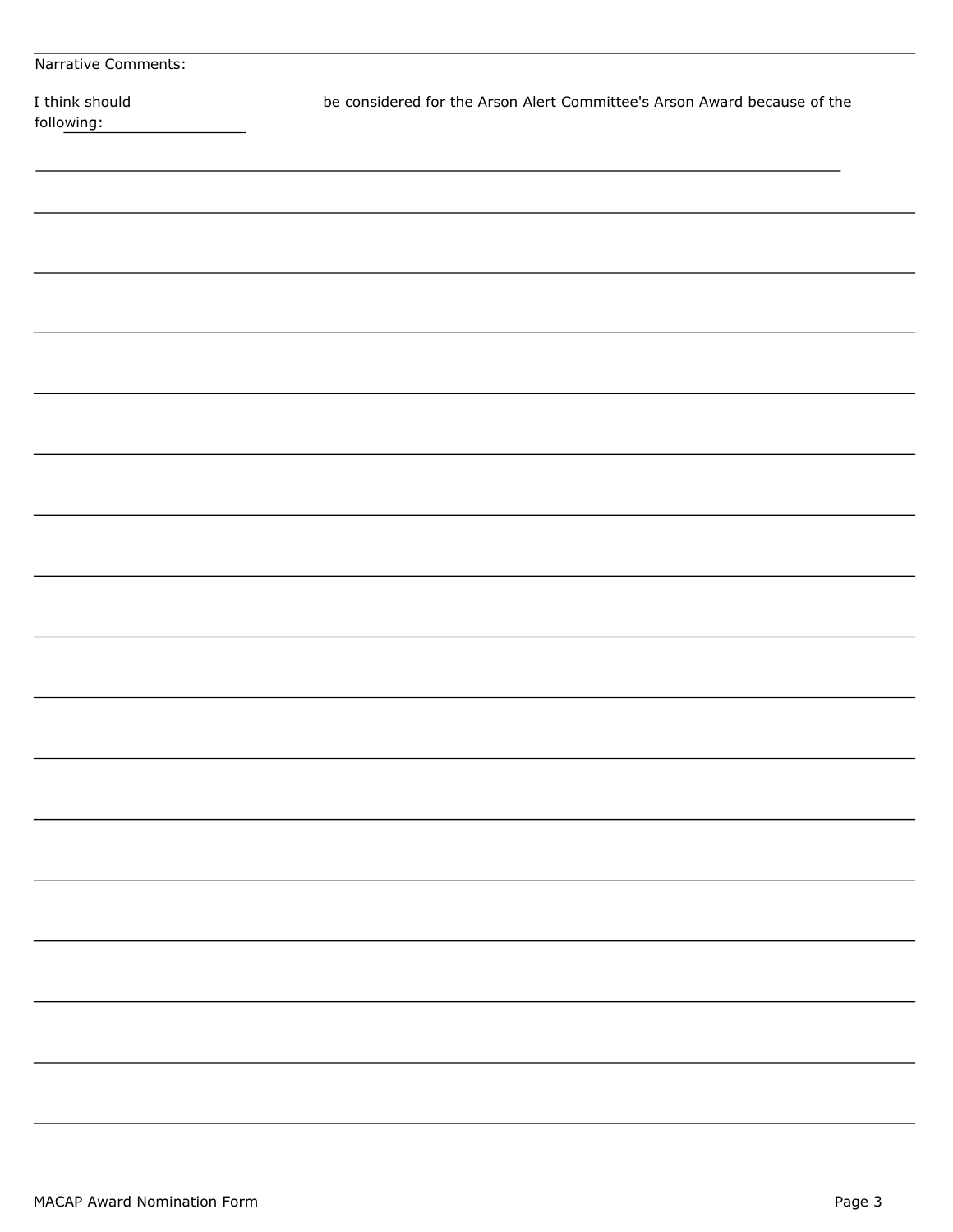Narrative Comments:

I think should ____________________ be considered for the Arson Alert Committee's Arson Award because of the following:

________________________________________________________________________________

________________________________________________________________________________

________________________________________________________________________________

________________________________________________________________________________

________________________________________________________________________________

________________________________________________________________________________

________________________________________________________________________________

________________________________________________________________________________

________________________________________________________________________________

________________________________________________________________________________

________________________________________________________________________________

________________________________________________________________________________

________________________________________________________________________________

________________________________________________________________________________

________________________________________________________________________________

________________________________________________________________________________

________________________________________________________________________________

MACAP Award Nomination Form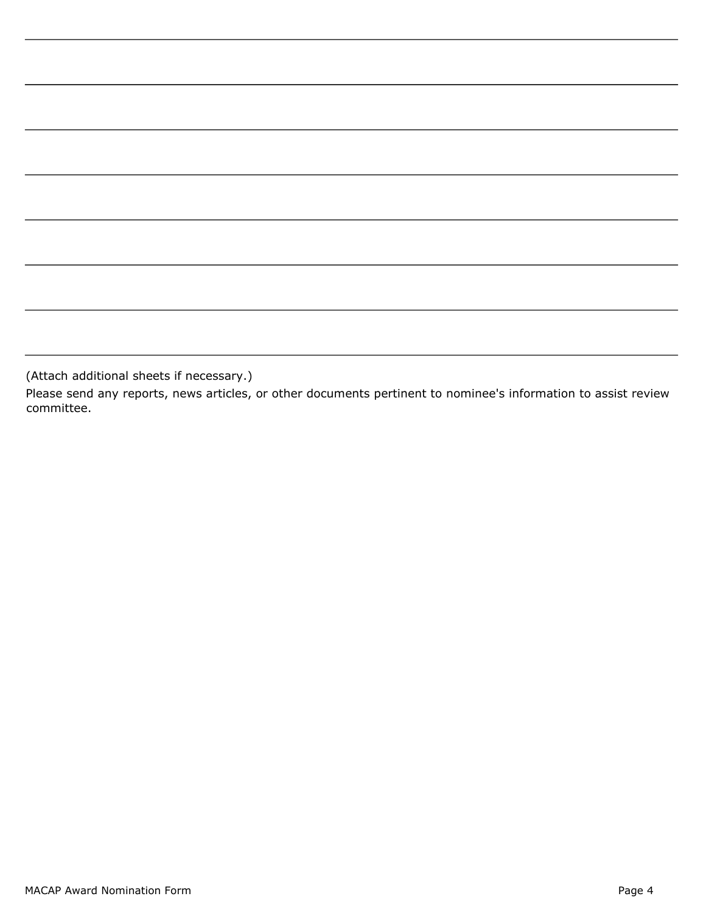(Attach additional sheets if necessary.)

Please send any reports, news articles, or other documents pertinent to nominee's information to assist review committee.